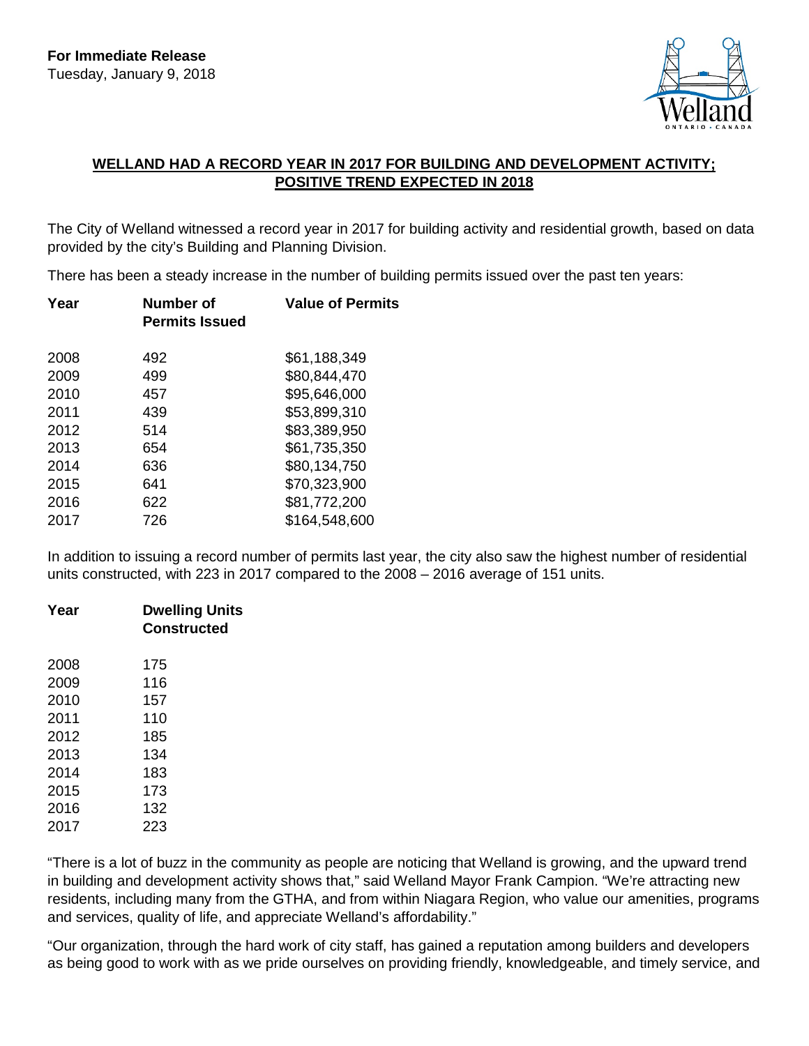**For Immediate Release**
Tuesday, January 9, 2018

## WELLAND HAD A RECORD YEAR IN 2017 FOR BUILDING AND DEVELOPMENT ACTIVITY; POSITIVE TREND EXPECTED IN 2018

The City of Welland witnessed a record year in 2017 for building activity and residential growth, based on data provided by the city's Building and Planning Division.

There has been a steady increase in the number of building permits issued over the past ten years:

| Year | Number of Permits Issued | Value of Permits |
|---|---|---|
| 2008 | 492 | $61,188,349 |
| 2009 | 499 | $80,844,470 |
| 2010 | 457 | $95,646,000 |
| 2011 | 439 | $53,899,310 |
| 2012 | 514 | $83,389,950 |
| 2013 | 654 | $61,735,350 |
| 2014 | 636 | $80,134,750 |
| 2015 | 641 | $70,323,900 |
| 2016 | 622 | $81,772,200 |
| 2017 | 726 | $164,548,600 |

In addition to issuing a record number of permits last year, the city also saw the highest number of residential units constructed, with 223 in 2017 compared to the 2008 – 2016 average of 151 units.

| Year | Dwelling Units Constructed |
|---|---|
| 2008 | 175 |
| 2009 | 116 |
| 2010 | 157 |
| 2011 | 110 |
| 2012 | 185 |
| 2013 | 134 |
| 2014 | 183 |
| 2015 | 173 |
| 2016 | 132 |
| 2017 | 223 |

"There is a lot of buzz in the community as people are noticing that Welland is growing, and the upward trend in building and development activity shows that," said Welland Mayor Frank Campion. "We're attracting new residents, including many from the GTHA, and from within Niagara Region, who value our amenities, programs and services, quality of life, and appreciate Welland's affordability."

"Our organization, through the hard work of city staff, has gained a reputation among builders and developers as being good to work with as we pride ourselves on providing friendly, knowledgeable, and timely service, and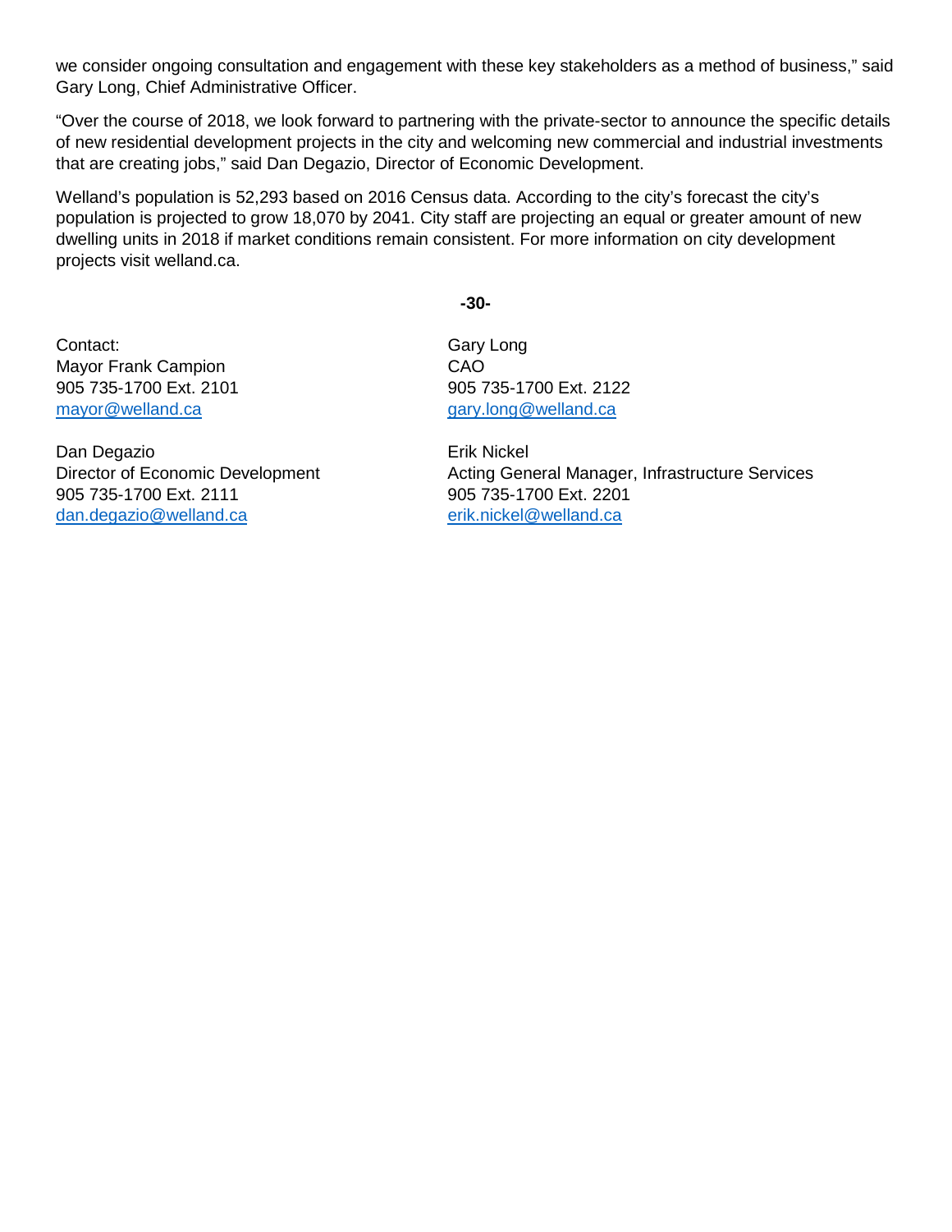we consider ongoing consultation and engagement with these key stakeholders as a method of business," said Gary Long, Chief Administrative Officer.

"Over the course of 2018, we look forward to partnering with the private-sector to announce the specific details of new residential development projects in the city and welcoming new commercial and industrial investments that are creating jobs," said Dan Degazio, Director of Economic Development.

Welland's population is 52,293 based on 2016 Census data. According to the city's forecast the city's population is projected to grow 18,070 by 2041. City staff are projecting an equal or greater amount of new dwelling units in 2018 if market conditions remain consistent. For more information on city development projects visit welland.ca.

**-30-**

Contact:
Mayor Frank Campion
905 735-1700 Ext. 2101
mayor@welland.ca

Gary Long
CAO
905 735-1700 Ext. 2122
gary.long@welland.ca

Dan Degazio
Director of Economic Development
905 735-1700 Ext. 2111
dan.degazio@welland.ca

Erik Nickel
Acting General Manager, Infrastructure Services
905 735-1700 Ext. 2201
erik.nickel@welland.ca